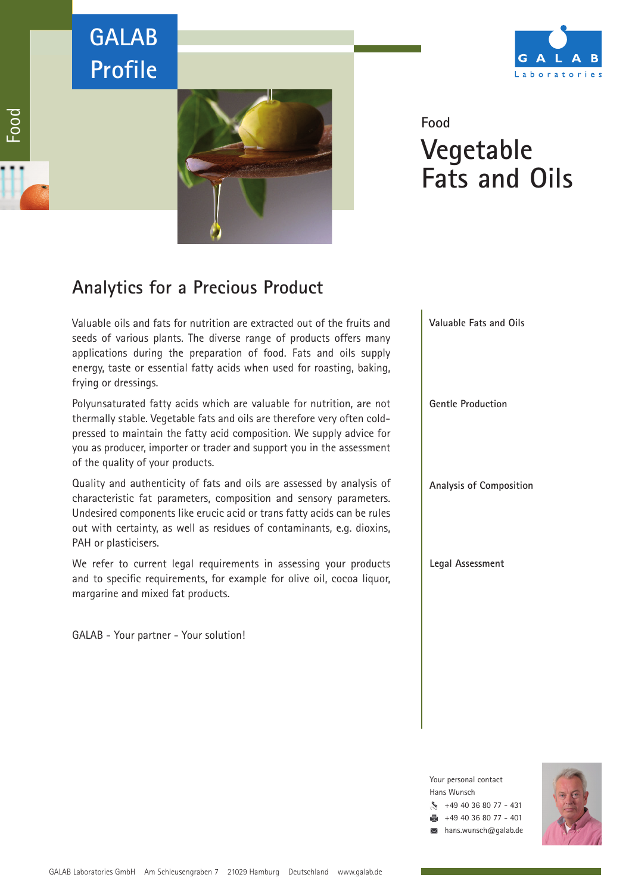GALAB Profile

Food

# Food
# Vegetable Fats and Oils

## Analytics for a Precious Product

**Valuable Fats and Oils**

Valuable oils and fats for nutrition are extracted out of the fruits and seeds of various plants. The diverse range of products offers many applications during the preparation of food. Fats and oils supply energy, taste or essential fatty acids when used for roasting, baking, frying or dressings.

**Gentle Production**

Polyunsaturated fatty acids which are valuable for nutrition, are not thermally stable. Vegetable fats and oils are therefore very often cold-pressed to maintain the fatty acid composition. We supply advice for you as producer, importer or trader and support you in the assessment of the quality of your products.

**Analysis of Composition**

Quality and authenticity of fats and oils are assessed by analysis of characteristic fat parameters, composition and sensory parameters. Undesired components like erucic acid or trans fatty acids can be rules out with certainty, as well as residues of contaminants, e.g. dioxins, PAH or plasticisers.

**Legal Assessment**

We refer to current legal requirements in assessing your products and to specific requirements, for example for olive oil, cocoa liquor, margarine and mixed fat products.

GALAB - Your partner - Your solution!

Your personal contact
Hans Wunsch
+49 40 36 80 77 - 431
+49 40 36 80 77 - 401
hans.wunsch@galab.de

GALAB Laboratories GmbH Am Schleusengraben 7 21029 Hamburg Deutschland www.galab.de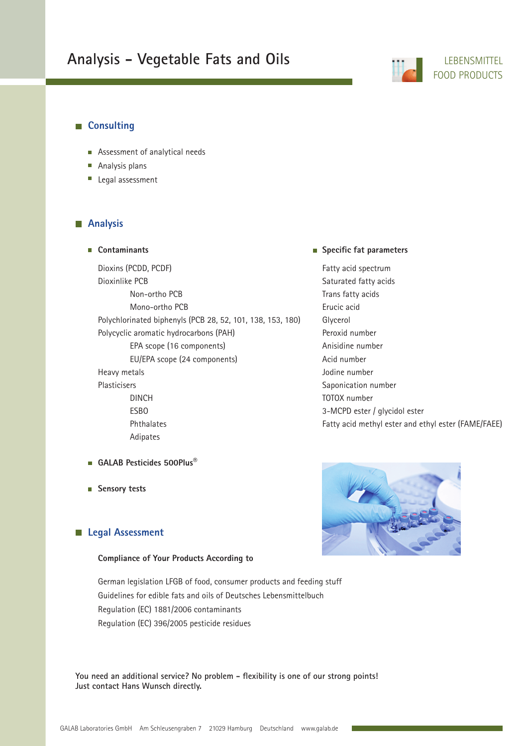# Analysis – Vegetable Fats and Oils

LEBENSMITTEL
FOOD PRODUCTS

## Consulting

- Assessment of analytical needs
- Analysis plans
- Legal assessment

## Analysis

- **Contaminants**

  Dioxins (PCDD, PCDF)
  Dioxinlike PCB
  - Non-ortho PCB
  - Mono-ortho PCB

  Polychlorinated biphenyls (PCB 28, 52, 101, 138, 153, 180)
  Polycyclic aromatic hydrocarbons (PAH)
  - EPA scope (16 components)
  - EU/EPA scope (24 components)

  Heavy metals
  Plasticisers
  - DINCH
  - ESBO
  - Phthalates
  - Adipates

- **Specific fat parameters**

  Fatty acid spectrum
  Saturated fatty acids
  Trans fatty acids
  Erucic acid
  Glycerol
  Peroxid number
  Anisidine number
  Acid number
  Jodine number
  Saponication number
  TOTOX number
  3-MCPD ester / glycidol ester
  Fatty acid methyl ester and ethyl ester (FAME/FAEE)

- **GALAB Pesticides 500Plus®**

- **Sensory tests**

## Legal Assessment

**Compliance of Your Products According to**

German legislation LFGB of food, consumer products and feeding stuff
Guidelines for edible fats and oils of Deutsches Lebensmittelbuch
Regulation (EC) 1881/2006 contaminants
Regulation (EC) 396/2005 pesticide residues

**You need an additional service? No problem – flexibility is one of our strong points!**
**Just contact Hans Wunsch directly.**

GALAB Laboratories GmbH Am Schleusengraben 7 21029 Hamburg Deutschland www.galab.de